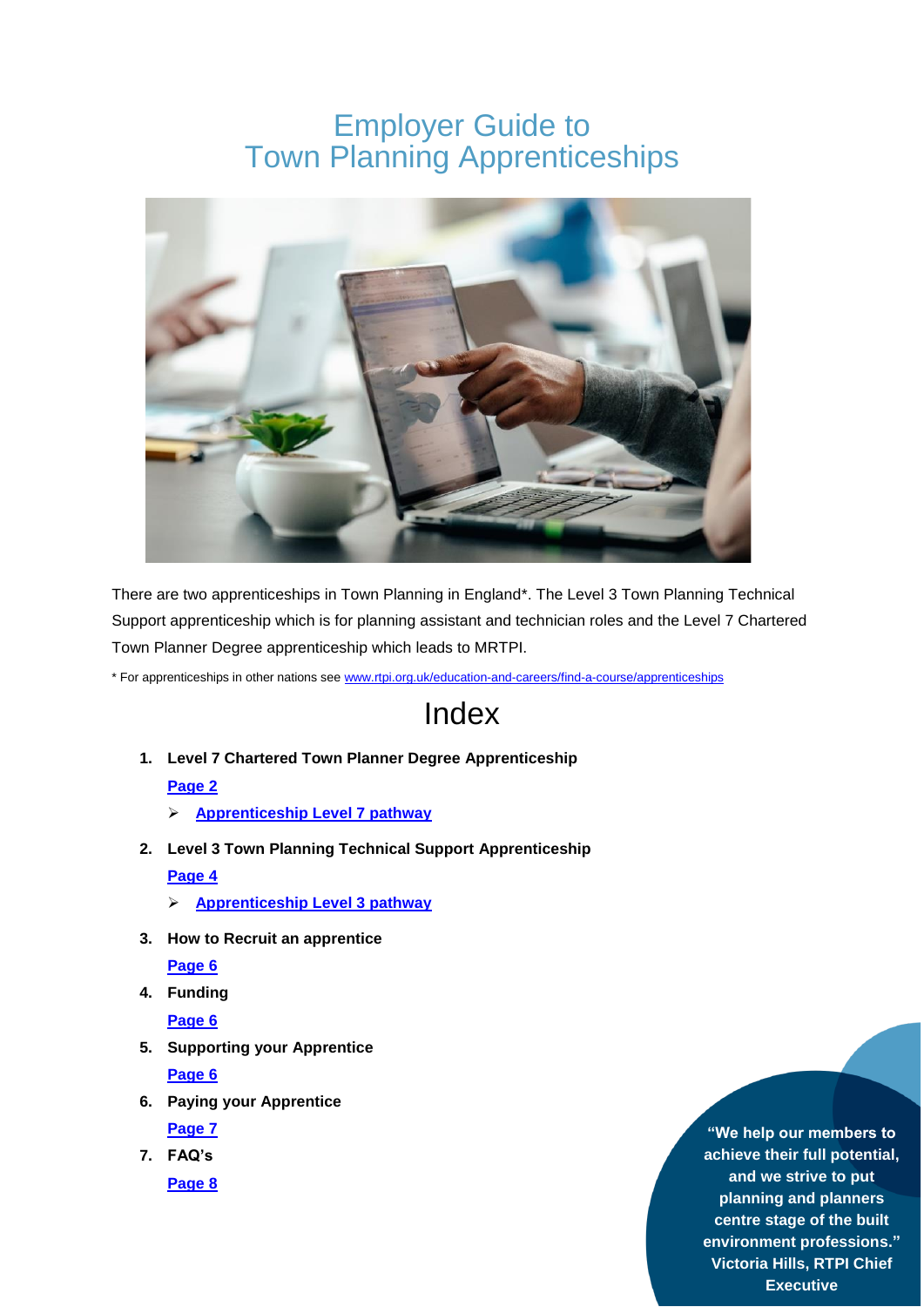# Employer Guide to Town Planning Apprenticeships

There are two apprenticeships in Town Planning in England*. The Level 3 Town Planning Technical Support apprenticeship which is for planning assistant and technician roles and the Level 7 Chartered Town Planner Degree apprenticeship which leads to MRTPI.

* For apprenticeships in other nations see www.rtpi.org.uk/education-and-careers/find-a-course/apprenticeships

## Index

1. **Level 7 Chartered Town Planner Degree Apprenticeship**
   **Page 2**
   - **Apprenticeship Level 7 pathway**
2. **Level 3 Town Planning Technical Support Apprenticeship**
   **Page 4**
   - **Apprenticeship Level 3 pathway**
3. **How to Recruit an apprentice**
   **Page 6**
4. **Funding**
   **Page 6**
5. **Supporting your Apprentice**
   **Page 6**
6. **Paying your Apprentice**
   **Page 7**
7. **FAQ's**
   **Page 8**

**"We help our members to achieve their full potential, and we strive to put planning and planners centre stage of the built environment professions." Victoria Hills, RTPI Chief Executive**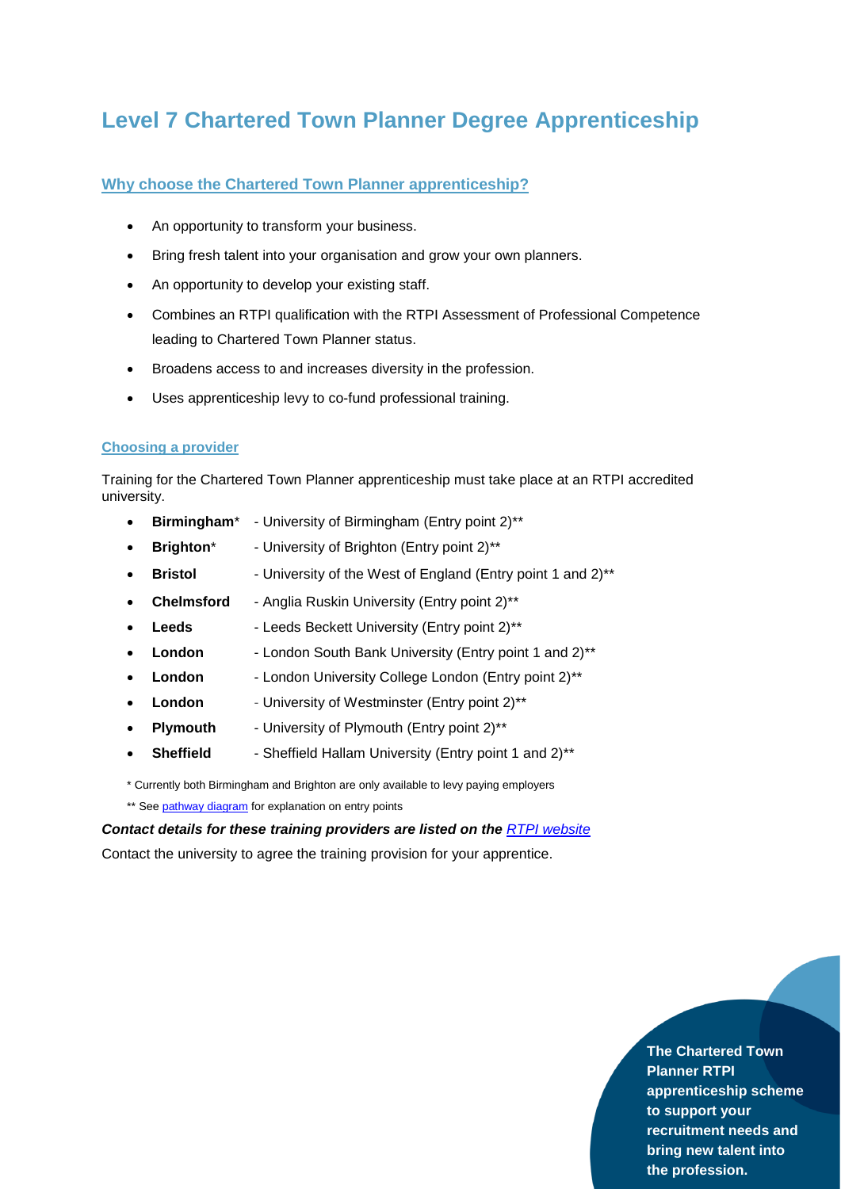# Level 7 Chartered Town Planner Degree Apprenticeship

## Why choose the Chartered Town Planner apprenticeship?

- An opportunity to transform your business.
- Bring fresh talent into your organisation and grow your own planners.
- An opportunity to develop your existing staff.
- Combines an RTPI qualification with the RTPI Assessment of Professional Competence leading to Chartered Town Planner status.
- Broadens access to and increases diversity in the profession.
- Uses apprenticeship levy to co-fund professional training.

### Choosing a provider

Training for the Chartered Town Planner apprenticeship must take place at an RTPI accredited university.

- **Birmingham*** - University of Birmingham (Entry point 2)**
- **Brighton*** - University of Brighton (Entry point 2)**
- **Bristol** - University of the West of England (Entry point 1 and 2)**
- **Chelmsford** - Anglia Ruskin University (Entry point 2)**
- **Leeds** - Leeds Beckett University (Entry point 2)**
- **London** - London South Bank University (Entry point 1 and 2)**
- **London** - London University College London (Entry point 2)**
- **London** - University of Westminster (Entry point 2)**
- **Plymouth** - University of Plymouth (Entry point 2)**
- **Sheffield** - Sheffield Hallam University (Entry point 1 and 2)**

\* Currently both Birmingham and Brighton are only available to levy paying employers

** See pathway diagram for explanation on entry points

***Contact details for these training providers are listed on the RTPI website***

Contact the university to agree the training provision for your apprentice.

**The Chartered Town Planner RTPI apprenticeship scheme to support your recruitment needs and bring new talent into the profession.**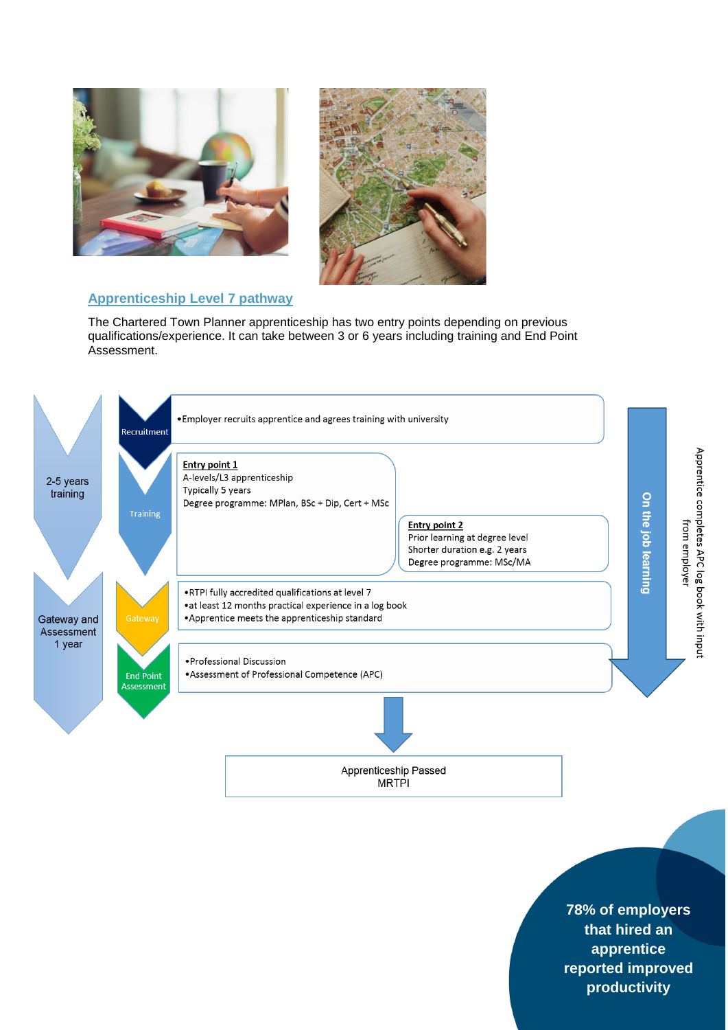## Apprenticeship Level 7 pathway

The Chartered Town Planner apprenticeship has two entry points depending on previous qualifications/experience. It can take between 3 or 6 years including training and End Point Assessment.

**2-5 years training**

**Recruitment**

- Employer recruits apprentice and agrees training with university

**Training**

**Entry point 1**
A-levels/L3 apprenticeship
Typically 5 years
Degree programme: MPlan, BSc + Dip, Cert + MSc

**Entry point 2**
Prior learning at degree level
Shorter duration e.g. 2 years
Degree programme: MSc/MA

**Gateway and Assessment 1 year**

**Gateway**

- RTPI fully accredited qualifications at level 7
- at least 12 months practical experience in a log book
- Apprentice meets the apprenticeship standard

**End Point Assessment**

- Professional Discussion
- Assessment of Professional Competence (APC)

**On the job learning** — Apprentice completes APC log book with input from employer

**Apprenticeship Passed**
**MRTPI**

**78% of employers that hired an apprentice reported improved productivity**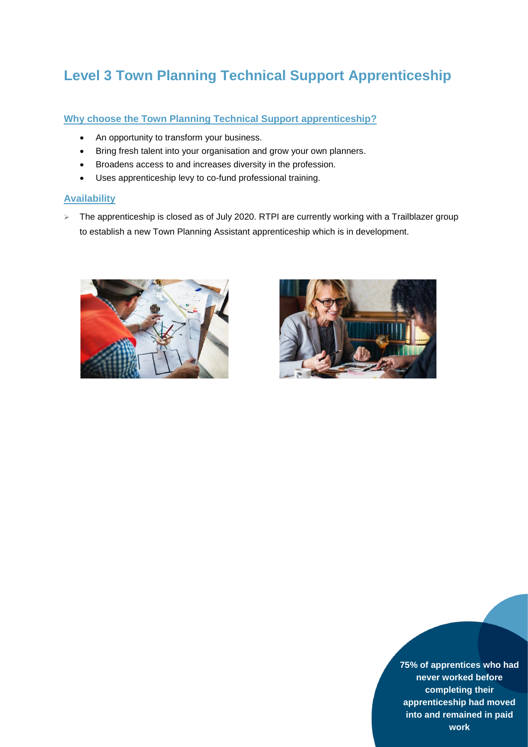# Level 3 Town Planning Technical Support Apprenticeship

## Why choose the Town Planning Technical Support apprenticeship?

- An opportunity to transform your business.
- Bring fresh talent into your organisation and grow your own planners.
- Broadens access to and increases diversity in the profession.
- Uses apprenticeship levy to co-fund professional training.

## Availability

- The apprenticeship is closed as of July 2020. RTPI are currently working with a Trailblazer group to establish a new Town Planning Assistant apprenticeship which is in development.

**75% of apprentices who had never worked before completing their apprenticeship had moved into and remained in paid work**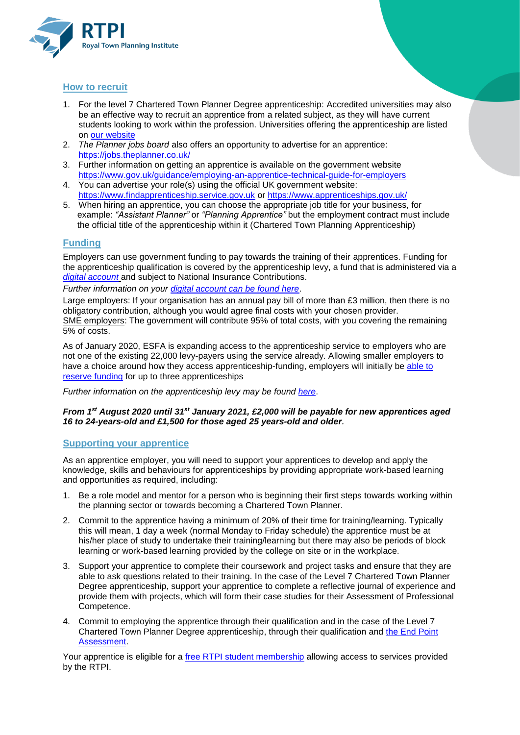## How to recruit

1. For the level 7 Chartered Town Planner Degree apprenticeship: Accredited universities may also be an effective way to recruit an apprentice from a related subject, as they will have current students looking to work within the profession. Universities offering the apprenticeship are listed on our website
2. *The Planner jobs board* also offers an opportunity to advertise for an apprentice: https://jobs.theplanner.co.uk/
3. Further information on getting an apprentice is available on the government website https://www.gov.uk/guidance/employing-an-apprentice-technical-guide-for-employers
4. You can advertise your role(s) using the official UK government website: https://www.findapprenticeship.service.gov.uk or https://www.apprenticeships.gov.uk/
5. When hiring an apprentice, you can choose the appropriate job title for your business, for example: *"Assistant Planner"* or *"Planning Apprentice"* but the employment contract must include the official title of the apprenticeship within it (Chartered Town Planning Apprenticeship)

## Funding

Employers can use government funding to pay towards the training of their apprentices. Funding for the apprenticeship qualification is covered by the apprenticeship levy, a fund that is administered via a *digital account* and subject to National Insurance Contributions.

*Further information on your digital account can be found here*.

Large employers: If your organisation has an annual pay bill of more than £3 million, then there is no obligatory contribution, although you would agree final costs with your chosen provider.
SME employers: The government will contribute 95% of total costs, with you covering the remaining 5% of costs.

As of January 2020, ESFA is expanding access to the apprenticeship service to employers who are not one of the existing 22,000 levy-payers using the service already. Allowing smaller employers to have a choice around how they access apprenticeship-funding, employers will initially be able to reserve funding for up to three apprenticeships

*Further information on the apprenticeship levy may be found here*.

***From 1st August 2020 until 31st January 2021, £2,000 will be payable for new apprentices aged 16 to 24-years-old and £1,500 for those aged 25 years-old and older.***

## Supporting your apprentice

As an apprentice employer, you will need to support your apprentices to develop and apply the knowledge, skills and behaviours for apprenticeships by providing appropriate work-based learning and opportunities as required, including:

1. Be a role model and mentor for a person who is beginning their first steps towards working within the planning sector or towards becoming a Chartered Town Planner.

2. Commit to the apprentice having a minimum of 20% of their time for training/learning. Typically this will mean, 1 day a week (normal Monday to Friday schedule) the apprentice must be at his/her place of study to undertake their training/learning but there may also be periods of block learning or work-based learning provided by the college on site or in the workplace.

3. Support your apprentice to complete their coursework and project tasks and ensure that they are able to ask questions related to their training. In the case of the Level 7 Chartered Town Planner Degree apprenticeship, support your apprentice to complete a reflective journal of experience and provide them with projects, which will form their case studies for their Assessment of Professional Competence.

4. Commit to employing the apprentice through their qualification and in the case of the Level 7 Chartered Town Planner Degree apprenticeship, through their qualification and the End Point Assessment.

Your apprentice is eligible for a free RTPI student membership allowing access to services provided by the RTPI.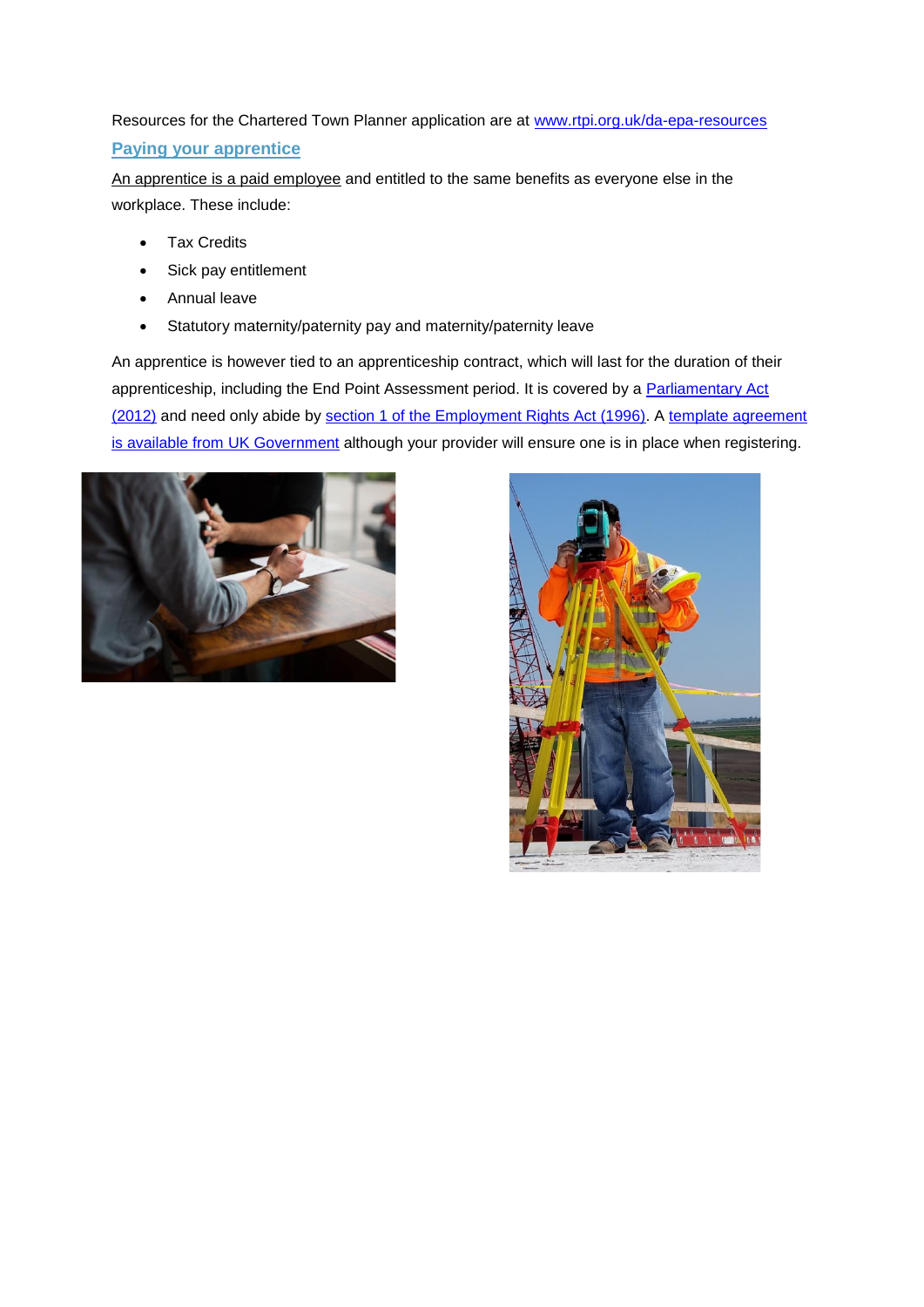Resources for the Chartered Town Planner application are at www.rtpi.org.uk/da-epa-resources

## Paying your apprentice

An apprentice is a paid employee and entitled to the same benefits as everyone else in the workplace. These include:

- Tax Credits
- Sick pay entitlement
- Annual leave
- Statutory maternity/paternity pay and maternity/paternity leave

An apprentice is however tied to an apprenticeship contract, which will last for the duration of their apprenticeship, including the End Point Assessment period. It is covered by a Parliamentary Act (2012) and need only abide by section 1 of the Employment Rights Act (1996). A template agreement is available from UK Government although your provider will ensure one is in place when registering.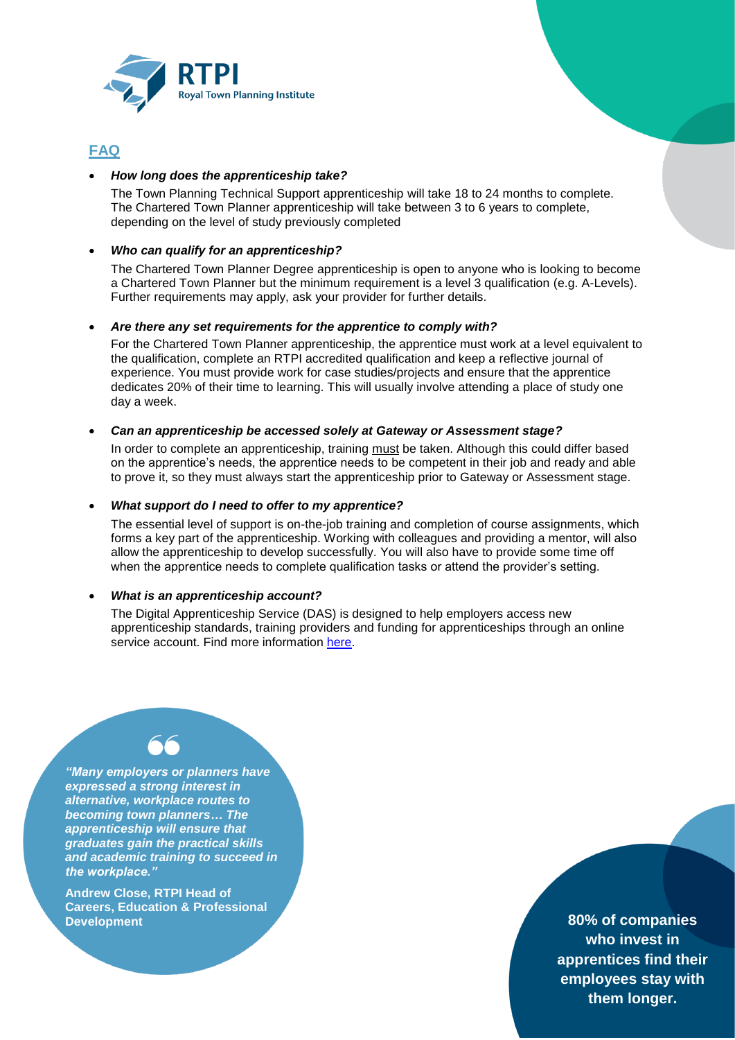## FAQ

- ***How long does the apprenticeship take?***

  The Town Planning Technical Support apprenticeship will take 18 to 24 months to complete. The Chartered Town Planner apprenticeship will take between 3 to 6 years to complete, depending on the level of study previously completed

- ***Who can qualify for an apprenticeship?***

  The Chartered Town Planner Degree apprenticeship is open to anyone who is looking to become a Chartered Town Planner but the minimum requirement is a level 3 qualification (e.g. A-Levels). Further requirements may apply, ask your provider for further details.

- ***Are there any set requirements for the apprentice to comply with?***

  For the Chartered Town Planner apprenticeship, the apprentice must work at a level equivalent to the qualification, complete an RTPI accredited qualification and keep a reflective journal of experience. You must provide work for case studies/projects and ensure that the apprentice dedicates 20% of their time to learning. This will usually involve attending a place of study one day a week.

- ***Can an apprenticeship be accessed solely at Gateway or Assessment stage?***

  In order to complete an apprenticeship, training must be taken. Although this could differ based on the apprentice's needs, the apprentice needs to be competent in their job and ready and able to prove it, so they must always start the apprenticeship prior to Gateway or Assessment stage.

- ***What support do I need to offer to my apprentice?***

  The essential level of support is on-the-job training and completion of course assignments, which forms a key part of the apprenticeship. Working with colleagues and providing a mentor, will also allow the apprenticeship to develop successfully. You will also have to provide some time off when the apprentice needs to complete qualification tasks or attend the provider's setting.

- ***What is an apprenticeship account?***

  The Digital Apprenticeship Service (DAS) is designed to help employers access new apprenticeship standards, training providers and funding for apprenticeships through an online service account. Find more information here.

***"Many employers or planners have expressed a strong interest in alternative, workplace routes to becoming town planners… The apprenticeship will ensure that graduates gain the practical skills and academic training to succeed in the workplace."***

**Andrew Close, RTPI Head of Careers, Education & Professional Development**

**80% of companies who invest in apprentices find their employees stay with them longer.**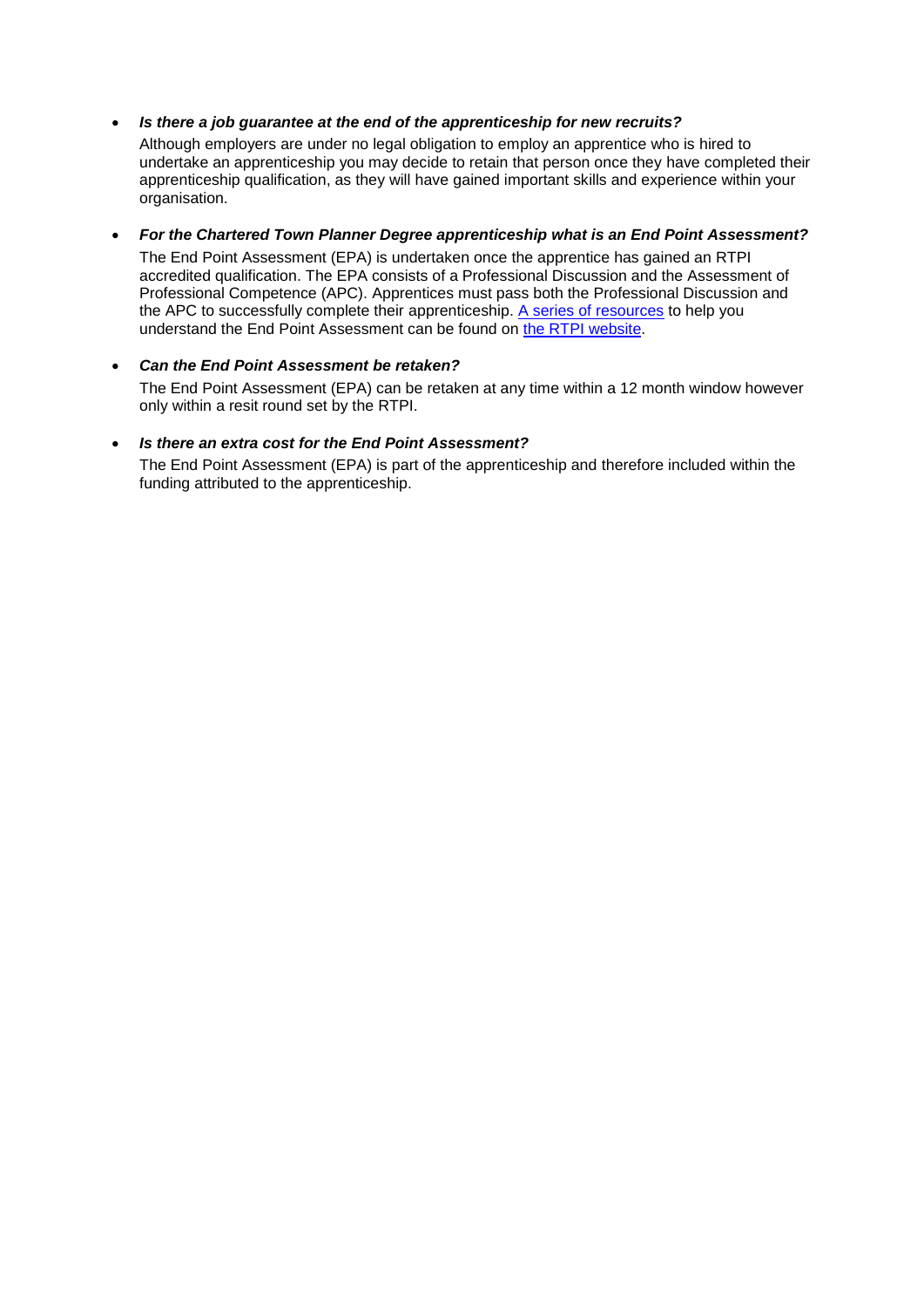- ***Is there a job guarantee at the end of the apprenticeship for new recruits?***

  Although employers are under no legal obligation to employ an apprentice who is hired to undertake an apprenticeship you may decide to retain that person once they have completed their apprenticeship qualification, as they will have gained important skills and experience within your organisation.

- ***For the Chartered Town Planner Degree apprenticeship what is an End Point Assessment?***

  The End Point Assessment (EPA) is undertaken once the apprentice has gained an RTPI accredited qualification. The EPA consists of a Professional Discussion and the Assessment of Professional Competence (APC). Apprentices must pass both the Professional Discussion and the APC to successfully complete their apprenticeship. A series of resources to help you understand the End Point Assessment can be found on the RTPI website.

- ***Can the End Point Assessment be retaken?***

  The End Point Assessment (EPA) can be retaken at any time within a 12 month window however only within a resit round set by the RTPI.

- ***Is there an extra cost for the End Point Assessment?***

  The End Point Assessment (EPA) is part of the apprenticeship and therefore included within the funding attributed to the apprenticeship.